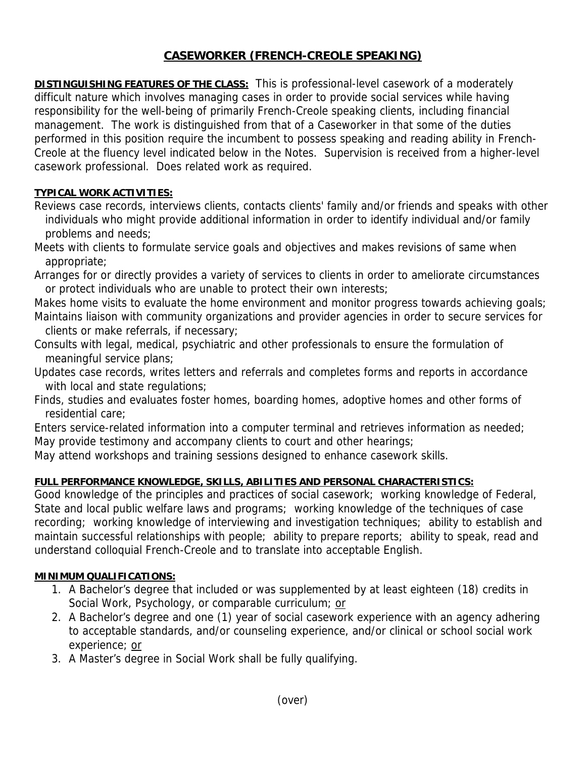# CASEWORKER (FRENCH-CREOLE SPEAKING)

**DISTINGUISHING FEATURES OF THE CLASS:** This is professional-level casework of a moderately difficult nature which involves managing cases in order to provide social services while having responsibility for the well-being of primarily French-Creole speaking clients, including financial management. The work is distinguished from that of a Caseworker in that some of the duties performed in this position require the incumbent to possess speaking and reading ability in French-Creole at the fluency level indicated below in the Notes. Supervision is received from a higher-level casework professional. Does related work as required.

**TYPICAL WORK ACTIVITIES:**

Reviews case records, interviews clients, contacts clients' family and/or friends and speaks with other individuals who might provide additional information in order to identify individual and/or family problems and needs;

Meets with clients to formulate service goals and objectives and makes revisions of same when appropriate;

Arranges for or directly provides a variety of services to clients in order to ameliorate circumstances or protect individuals who are unable to protect their own interests;

Makes home visits to evaluate the home environment and monitor progress towards achieving goals;

Maintains liaison with community organizations and provider agencies in order to secure services for clients or make referrals, if necessary;

Consults with legal, medical, psychiatric and other professionals to ensure the formulation of meaningful service plans;

Updates case records, writes letters and referrals and completes forms and reports in accordance with local and state regulations;

Finds, studies and evaluates foster homes, boarding homes, adoptive homes and other forms of residential care;

Enters service-related information into a computer terminal and retrieves information as needed;

May provide testimony and accompany clients to court and other hearings;

May attend workshops and training sessions designed to enhance casework skills.

**FULL PERFORMANCE KNOWLEDGE, SKILLS, ABILITIES AND PERSONAL CHARACTERISTICS:**

Good knowledge of the principles and practices of social casework; working knowledge of Federal, State and local public welfare laws and programs; working knowledge of the techniques of case recording; working knowledge of interviewing and investigation techniques; ability to establish and maintain successful relationships with people; ability to prepare reports; ability to speak, read and understand colloquial French-Creole and to translate into acceptable English.

**MINIMUM QUALIFICATIONS:**

1. A Bachelor's degree that included or was supplemented by at least eighteen (18) credits in Social Work, Psychology, or comparable curriculum; <u>or</u>
2. A Bachelor's degree and one (1) year of social casework experience with an agency adhering to acceptable standards, and/or counseling experience, and/or clinical or school social work experience; <u>or</u>
3. A Master's degree in Social Work shall be fully qualifying.

(over)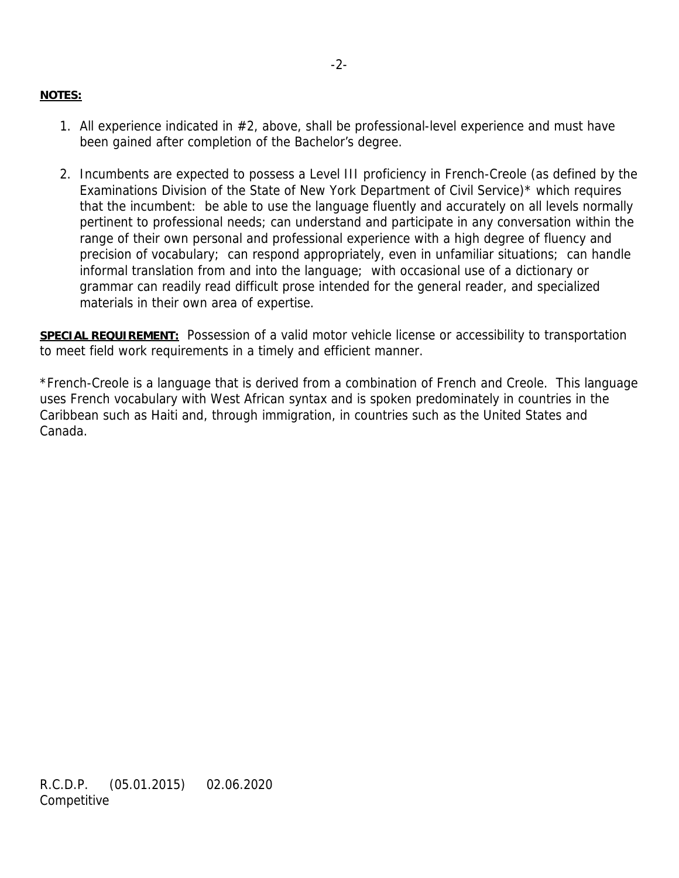**NOTES:**

1. All experience indicated in #2, above, shall be professional-level experience and must have been gained after completion of the Bachelor's degree.

2. Incumbents are expected to possess a Level III proficiency in French-Creole (as defined by the Examinations Division of the State of New York Department of Civil Service)* which requires that the incumbent: be able to use the language fluently and accurately on all levels normally pertinent to professional needs; can understand and participate in any conversation within the range of their own personal and professional experience with a high degree of fluency and precision of vocabulary; can respond appropriately, even in unfamiliar situations; can handle informal translation from and into the language; with occasional use of a dictionary or grammar can readily read difficult prose intended for the general reader, and specialized materials in their own area of expertise.

**SPECIAL REQUIREMENT:** Possession of a valid motor vehicle license or accessibility to transportation to meet field work requirements in a timely and efficient manner.

*French-Creole is a language that is derived from a combination of French and Creole. This language uses French vocabulary with West African syntax and is spoken predominately in countries in the Caribbean such as Haiti and, through immigration, in countries such as the United States and Canada.

R.C.D.P. (05.01.2015) 02.06.2020
Competitive